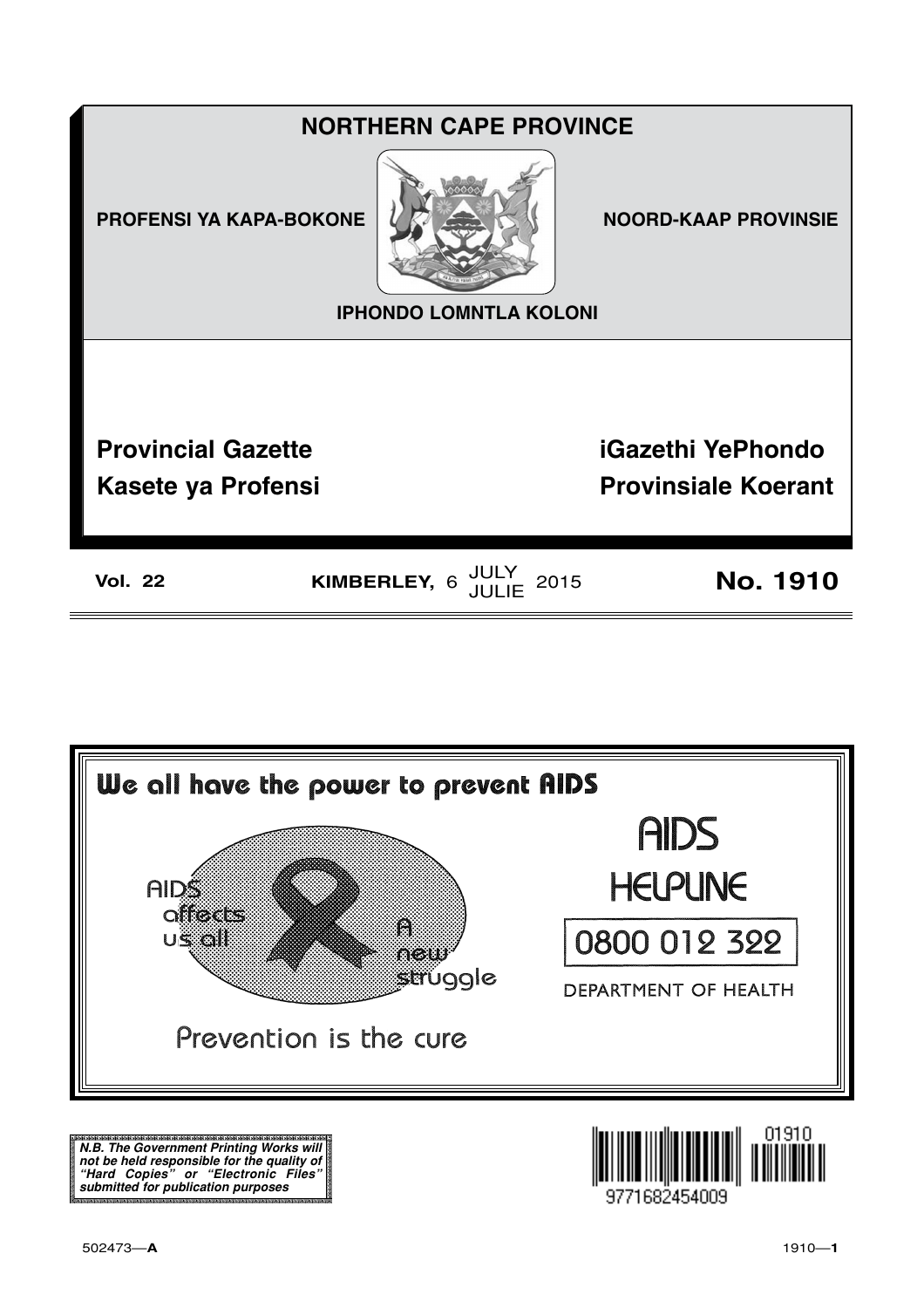# NORTHERN CAPE PROVINCE

**PROFENSI YA KAPA-BOKONE** | **NOORD-KAAP PROVINSIE**

**IPHONDO LOMNTLA KOLONI**

## Provincial Gazette
## Kasete ya Profensi
## iGazethi YePhondo
## Provinsiale Koerant

**Vol. 22** | **KIMBERLEY,** 6 JULY / JULIE 2015 | **No. 1910**

---

**We all have the power to prevent AIDS**

AIDS affects us all

A new struggle

Prevention is the cure

AIDS HELPLINE

0800 012 322

DEPARTMENT OF HEALTH

---

***N.B. The Government Printing Works will not be held responsible for the quality of "Hard Copies" or "Electronic Files" submitted for publication purposes***

9771682454009 01910

502473—**A**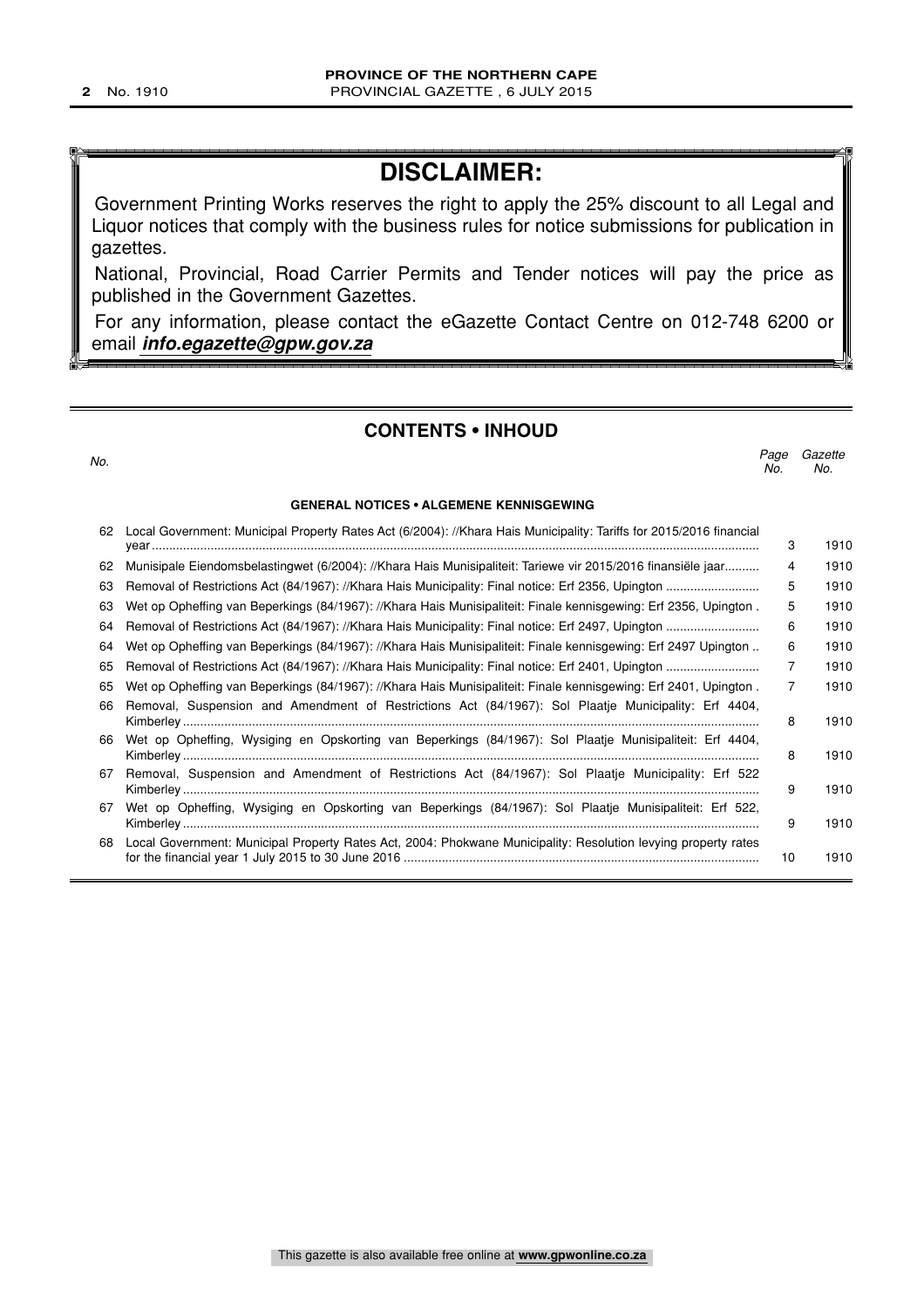# DISCLAIMER:

Government Printing Works reserves the right to apply the 25% discount to all Legal and Liquor notices that comply with the business rules for notice submissions for publication in gazettes.

National, Provincial, Road Carrier Permits and Tender notices will pay the price as published in the Government Gazettes.

For any information, please contact the eGazette Contact Centre on 012-748 6200 or email ***info.egazette@gpw.gov.za***

## CONTENTS • INHOUD

### GENERAL NOTICES • ALGEMENE KENNISGEWING

| *No.* | | *Page No.* | *Gazette No.* |
|---|---|---|---|
| 62 | Local Government: Municipal Property Rates Act (6/2004): //Khara Hais Municipality: Tariffs for 2015/2016 financial year | 3 | 1910 |
| 62 | Munisipale Eiendomsbelastingwet (6/2004): //Khara Hais Munisipaliteit: Tariewe vir 2015/2016 finansiële jaar | 4 | 1910 |
| 63 | Removal of Restrictions Act (84/1967): //Khara Hais Municipality: Final notice: Erf 2356, Upington | 5 | 1910 |
| 63 | Wet op Opheffing van Beperkings (84/1967): //Khara Hais Munisipaliteit: Finale kennisgewing: Erf 2356, Upington . | 5 | 1910 |
| 64 | Removal of Restrictions Act (84/1967): //Khara Hais Municipality: Final notice: Erf 2497, Upington | 6 | 1910 |
| 64 | Wet op Opheffing van Beperkings (84/1967): //Khara Hais Munisipaliteit: Finale kennisgewing: Erf 2497 Upington .. | 6 | 1910 |
| 65 | Removal of Restrictions Act (84/1967): //Khara Hais Municipality: Final notice: Erf 2401, Upington | 7 | 1910 |
| 65 | Wet op Opheffing van Beperkings (84/1967): //Khara Hais Munisipaliteit: Finale kennisgewing: Erf 2401, Upington . | 7 | 1910 |
| 66 | Removal, Suspension and Amendment of Restrictions Act (84/1967): Sol Plaatje Municipality: Erf 4404, Kimberley | 8 | 1910 |
| 66 | Wet op Opheffing, Wysiging en Opskorting van Beperkings (84/1967): Sol Plaatje Munisipaliteit: Erf 4404, Kimberley | 8 | 1910 |
| 67 | Removal, Suspension and Amendment of Restrictions Act (84/1967): Sol Plaatje Municipality: Erf 522 Kimberley | 9 | 1910 |
| 67 | Wet op Opheffing, Wysiging en Opskorting van Beperkings (84/1967): Sol Plaatje Munisipaliteit: Erf 522, Kimberley | 9 | 1910 |
| 68 | Local Government: Municipal Property Rates Act, 2004: Phokwane Municipality: Resolution levying property rates for the financial year 1 July 2015 to 30 June 2016 | 10 | 1910 |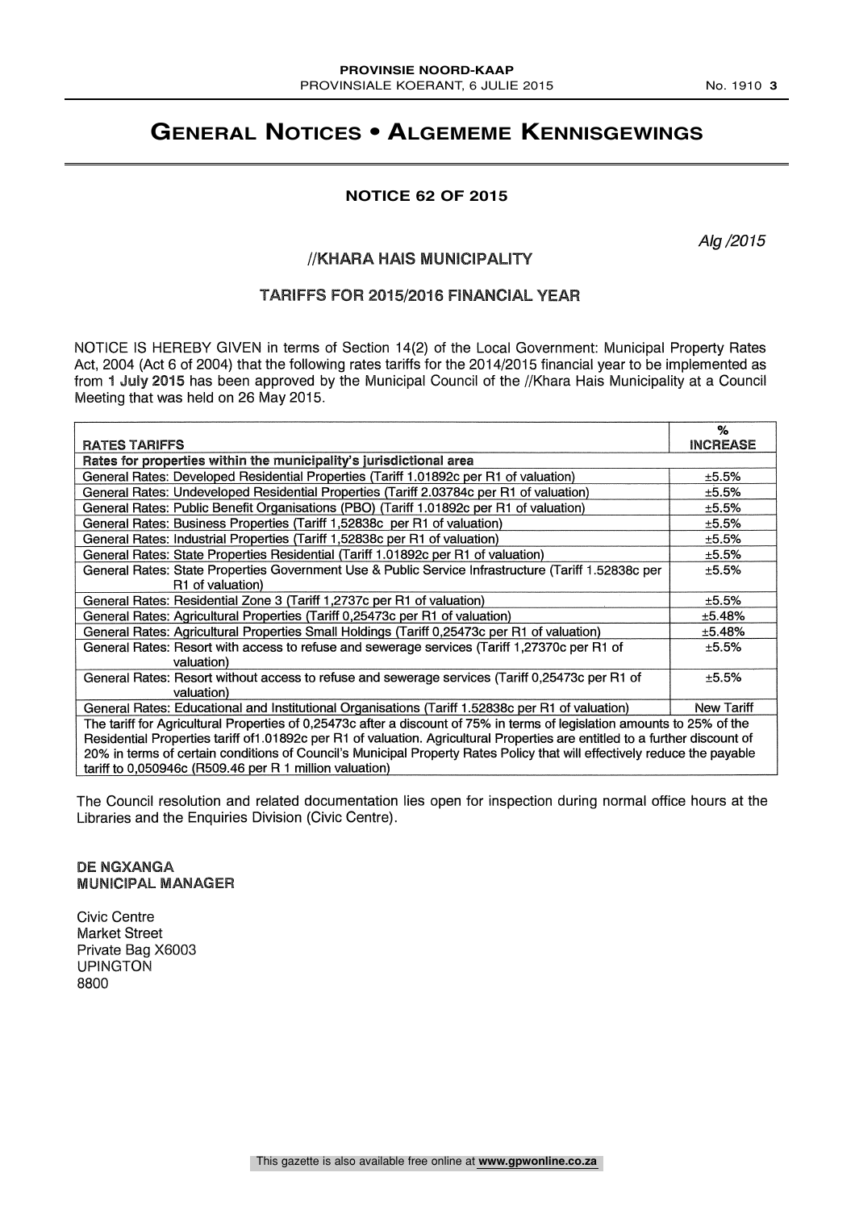# General Notices • Algememe Kennisgewings

## NOTICE 62 OF 2015

*Alg /2015*

### //KHARA HAIS MUNICIPALITY

### TARIFFS FOR 2015/2016 FINANCIAL YEAR

NOTICE IS HEREBY GIVEN in terms of Section 14(2) of the Local Government: Municipal Property Rates Act, 2004 (Act 6 of 2004) that the following rates tariffs for the 2014/2015 financial year to be implemented as from **1 July 2015** has been approved by the Municipal Council of the //Khara Hais Municipality at a Council Meeting that was held on 26 May 2015.

| RATES TARIFFS | % INCREASE |
|---|---|
| **Rates for properties within the municipality's jurisdictional area** | |
| General Rates: Developed Residential Properties (Tariff 1.01892c per R1 of valuation) | ±5.5% |
| General Rates: Undeveloped Residential Properties (Tariff 2.03784c per R1 of valuation) | ±5.5% |
| General Rates: Public Benefit Organisations (PBO) (Tariff 1.01892c per R1 of valuation) | ±5.5% |
| General Rates: Business Properties (Tariff 1,52838c per R1 of valuation) | ±5.5% |
| General Rates: Industrial Properties (Tariff 1,52838c per R1 of valuation) | ±5.5% |
| General Rates: State Properties Residential (Tariff 1.01892c per R1 of valuation) | ±5.5% |
| General Rates: State Properties Government Use & Public Service Infrastructure (Tariff 1.52838c per R1 of valuation) | ±5.5% |
| General Rates: Residential Zone 3 (Tariff 1,2737c per R1 of valuation) | ±5.5% |
| General Rates: Agricultural Properties (Tariff 0,25473c per R1 of valuation) | ±5.48% |
| General Rates: Agricultural Properties Small Holdings (Tariff 0,25473c per R1 of valuation) | ±5.48% |
| General Rates: Resort with access to refuse and sewerage services (Tariff 1,27370c per R1 of valuation) | ±5.5% |
| General Rates: Resort without access to refuse and sewerage services (Tariff 0,25473c per R1 of valuation) | ±5.5% |
| General Rates: Educational and Institutional Organisations (Tariff 1.52838c per R1 of valuation) | New Tariff |
| The tariff for Agricultural Properties of 0,25473c after a discount of 75% in terms of legislation amounts to 25% of the Residential Properties tariff of1.01892c per R1 of valuation. Agricultural Properties are entitled to a further discount of 20% in terms of certain conditions of Council's Municipal Property Rates Policy that will effectively reduce the payable tariff to 0,050946c (R509.46 per R 1 million valuation) | |

The Council resolution and related documentation lies open for inspection during normal office hours at the Libraries and the Enquiries Division (Civic Centre).

**DE NGXANGA**
**MUNICIPAL MANAGER**

Civic Centre
Market Street
Private Bag X6003
UPINGTON
8800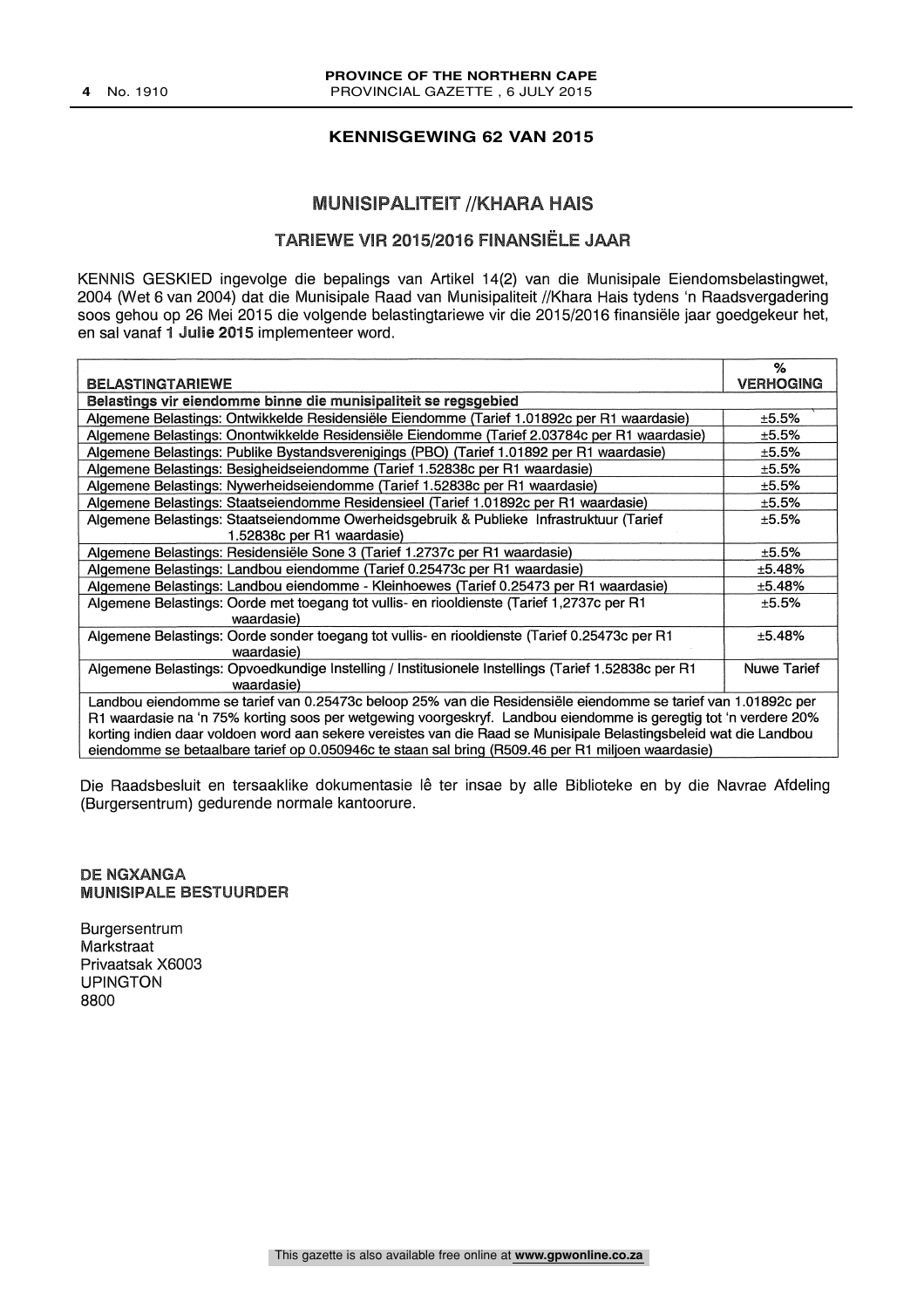## KENNISGEWING 62 VAN 2015

# MUNISIPALITEIT //KHARA HAIS

## TARIEWE VIR 2015/2016 FINANSIËLE JAAR

KENNIS GESKIED ingevolge die bepalings van Artikel 14(2) van die Munisipale Eiendomsbelastingwet, 2004 (Wet 6 van 2004) dat die Munisipale Raad van Munisipaliteit //Khara Hais tydens 'n Raadsvergadering soos gehou op 26 Mei 2015 die volgende belastingtariewe vir die 2015/2016 finansiële jaar goedgekeur het, en sal vanaf **1 Julie 2015** implementeer word.

| BELASTINGTARIEWE | % VERHOGING |
|---|---|
| **Belastings vir eiendomme binne die munisipaliteit se regsgebied** | |
| Algemene Belastings: Ontwikkelde Residensiële Eiendomme (Tarief 1.01892c per R1 waardasie) | ±5.5% |
| Algemene Belastings: Onontwikkelde Residensiële Eiendomme (Tarief 2.03784c per R1 waardasie) | ±5.5% |
| Algemene Belastings: Publike Bystandsverenigings (PBO) (Tarief 1.01892 per R1 waardasie) | ±5.5% |
| Algemene Belastings: Besigheidseiendomme (Tarief 1.52838c per R1 waardasie) | ±5.5% |
| Algemene Belastings: Nywerheidseiendomme (Tarief 1.52838c per R1 waardasie) | ±5.5% |
| Algemene Belastings: Staatseiendomme Residensieel (Tarief 1.01892c per R1 waardasie) | ±5.5% |
| Algemene Belastings: Staatseiendomme Owerheidsgebruik & Publieke Infrastruktuur (Tarief 1.52838c per R1 waardasie) | ±5.5% |
| Algemene Belastings: Residensiële Sone 3 (Tarief 1.2737c per R1 waardasie) | ±5.5% |
| Algemene Belastings: Landbou eiendomme (Tarief 0.25473c per R1 waardasie) | ±5.48% |
| Algemene Belastings: Landbou eiendomme - Kleinhoewes (Tarief 0.25473 per R1 waardasie) | ±5.48% |
| Algemene Belastings: Oorde met toegang tot vullis- en riooldienste (Tarief 1,2737c per R1 waardasie) | ±5.5% |
| Algemene Belastings: Oorde sonder toegang tot vullis- en riooldienste (Tarief 0.25473c per R1 waardasie) | ±5.48% |
| Algemene Belastings: Opvoedkundige Instelling / Institusionele Instellings (Tarief 1.52838c per R1 waardasie) | Nuwe Tarief |
| Landbou eiendomme se tarief van 0.25473c beloop 25% van die Residensiële eiendomme se tarief van 1.01892c per R1 waardasie na 'n 75% korting soos per wetgewing voorgeskryf. Landbou eiendomme is geregtig tot 'n verdere 20% korting indien daar voldoen word aan sekere vereistes van die Raad se Munisipale Belastingsbeleid wat die Landbou eiendomme se betaalbare tarief op 0.050946c te staan sal bring (R509.46 per R1 miljoen waardasie) | |

Die Raadsbesluit en tersaaklike dokumentasie lê ter insae by alle Biblioteke en by die Navrae Afdeling (Burgersentrum) gedurende normale kantoorure.

**DE NGXANGA**
**MUNISIPALE BESTUURDER**

Burgersentrum
Markstraat
Privaatsak X6003
UPINGTON
8800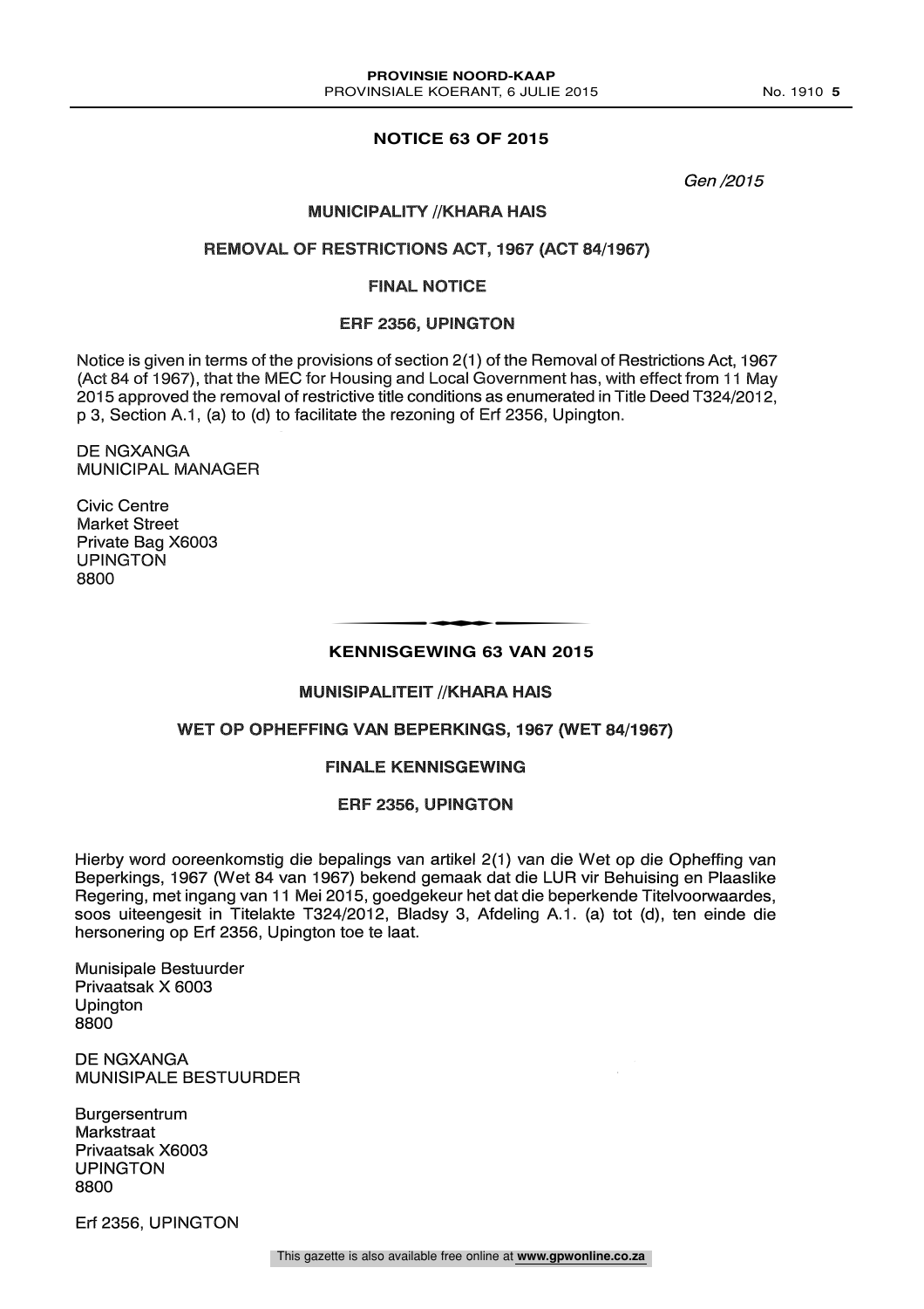## NOTICE 63 OF 2015

*Gen /2015*

### MUNICIPALITY //KHARA HAIS

### REMOVAL OF RESTRICTIONS ACT, 1967 (ACT 84/1967)

### FINAL NOTICE

### ERF 2356, UPINGTON

Notice is given in terms of the provisions of section 2(1) of the Removal of Restrictions Act, 1967 (Act 84 of 1967), that the MEC for Housing and Local Government has, with effect from 11 May 2015 approved the removal of restrictive title conditions as enumerated in Title Deed T324/2012, p 3, Section A.1, (a) to (d) to facilitate the rezoning of Erf 2356, Upington.

DE NGXANGA
MUNICIPAL MANAGER

Civic Centre
Market Street
Private Bag X6003
UPINGTON
8800

---

## KENNISGEWING 63 VAN 2015

### MUNISIPALITEIT //KHARA HAIS

### WET OP OPHEFFING VAN BEPERKINGS, 1967 (WET 84/1967)

### FINALE KENNISGEWING

### ERF 2356, UPINGTON

Hierby word ooreenkomstig die bepalings van artikel 2(1) van die Wet op die Opheffing van Beperkings, 1967 (Wet 84 van 1967) bekend gemaak dat die LUR vir Behuising en Plaaslike Regering, met ingang van 11 Mei 2015, goedgekeur het dat die beperkende Titelvoorwaardes, soos uiteengesit in Titelakte T324/2012, Bladsy 3, Afdeling A.1. (a) tot (d), ten einde die hersonering op Erf 2356, Upington toe te laat.

Munisipale Bestuurder
Privaatsak X 6003
Upington
8800

DE NGXANGA
MUNISIPALE BESTUURDER

Burgersentrum
Markstraat
Privaatsak X6003
UPINGTON
8800

Erf 2356, UPINGTON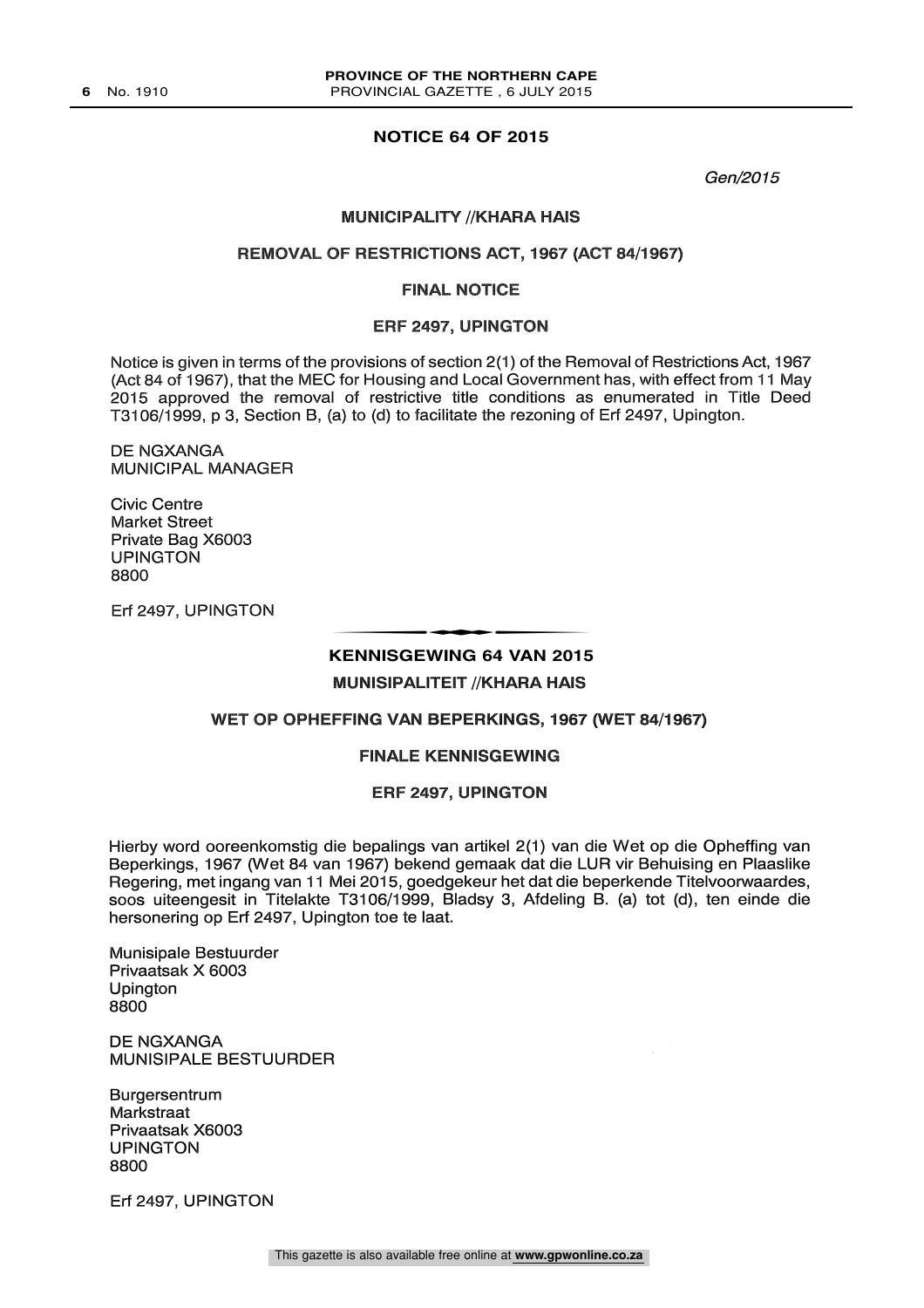## NOTICE 64 OF 2015

*Gen/2015*

**MUNICIPALITY //KHARA HAIS**

**REMOVAL OF RESTRICTIONS ACT, 1967 (ACT 84/1967)**

**FINAL NOTICE**

**ERF 2497, UPINGTON**

Notice is given in terms of the provisions of section 2(1) of the Removal of Restrictions Act, 1967 (Act 84 of 1967), that the MEC for Housing and Local Government has, with effect from 11 May 2015 approved the removal of restrictive title conditions as enumerated in Title Deed T3106/1999, p 3, Section B, (a) to (d) to facilitate the rezoning of Erf 2497, Upington.

DE NGXANGA
MUNICIPAL MANAGER

Civic Centre
Market Street
Private Bag X6003
UPINGTON
8800

Erf 2497, UPINGTON

---

## KENNISGEWING 64 VAN 2015

**MUNISIPALITEIT //KHARA HAIS**

**WET OP OPHEFFING VAN BEPERKINGS, 1967 (WET 84/1967)**

**FINALE KENNISGEWING**

**ERF 2497, UPINGTON**

Hierby word ooreenkomstig die bepalings van artikel 2(1) van die Wet op die Opheffing van Beperkings, 1967 (Wet 84 van 1967) bekend gemaak dat die LUR vir Behuising en Plaaslike Regering, met ingang van 11 Mei 2015, goedgekeur het dat die beperkende Titelvoorwaardes, soos uiteengesit in Titelakte T3106/1999, Bladsy 3, Afdeling B. (a) tot (d), ten einde die hersonering op Erf 2497, Upington toe te laat.

Munisipale Bestuurder
Privaatsak X 6003
Upington
8800

DE NGXANGA
MUNISIPALE BESTUURDER

Burgersentrum
Markstraat
Privaatsak X6003
UPINGTON
8800

Erf 2497, UPINGTON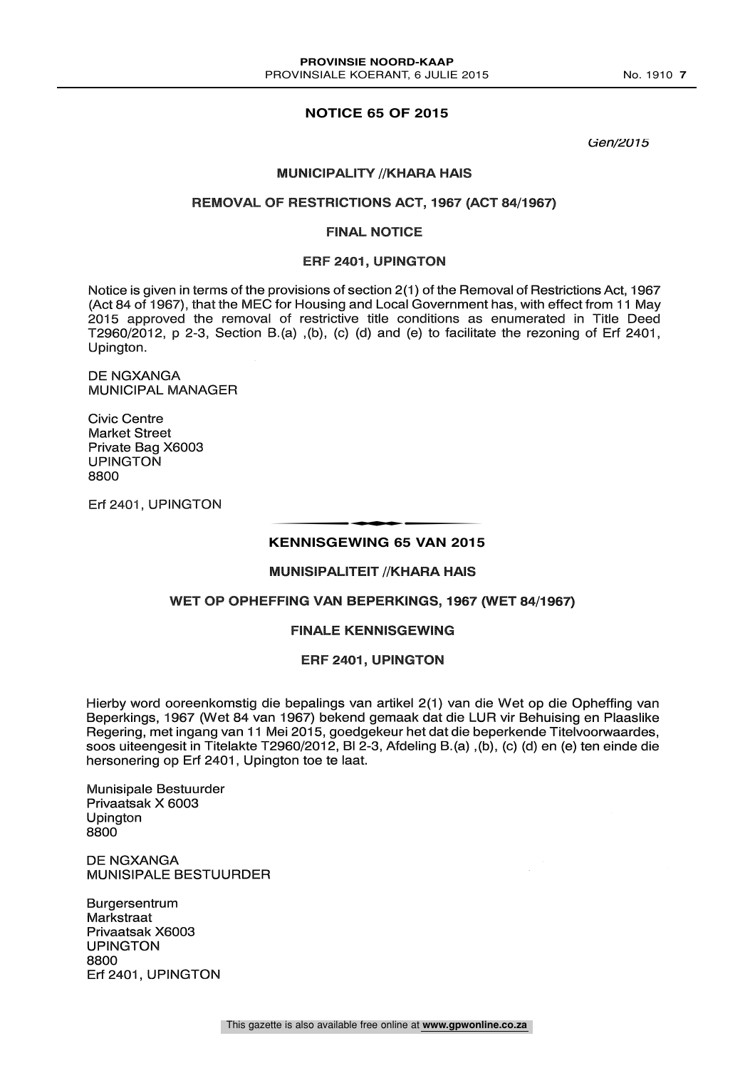## NOTICE 65 OF 2015

*Gen/2015*

### MUNICIPALITY //KHARA HAIS

### REMOVAL OF RESTRICTIONS ACT, 1967 (ACT 84/1967)

### FINAL NOTICE

### ERF 2401, UPINGTON

Notice is given in terms of the provisions of section 2(1) of the Removal of Restrictions Act, 1967 (Act 84 of 1967), that the MEC for Housing and Local Government has, with effect from 11 May 2015 approved the removal of restrictive title conditions as enumerated in Title Deed T2960/2012, p 2-3, Section B.(a) ,(b), (c) (d) and (e) to facilitate the rezoning of Erf 2401, Upington.

DE NGXANGA
MUNICIPAL MANAGER

Civic Centre
Market Street
Private Bag X6003
UPINGTON
8800

Erf 2401, UPINGTON

---

## KENNISGEWING 65 VAN 2015

### MUNISIPALITEIT //KHARA HAIS

### WET OP OPHEFFING VAN BEPERKINGS, 1967 (WET 84/1967)

### FINALE KENNISGEWING

### ERF 2401, UPINGTON

Hierby word ooreenkomstig die bepalings van artikel 2(1) van die Wet op die Opheffing van Beperkings, 1967 (Wet 84 van 1967) bekend gemaak dat die LUR vir Behuising en Plaaslike Regering, met ingang van 11 Mei 2015, goedgekeur het dat die beperkende Titelvoorwaardes, soos uiteengesit in Titelakte T2960/2012, Bl 2-3, Afdeling B.(a) ,(b), (c) (d) en (e) ten einde die hersonering op Erf 2401, Upington toe te laat.

Munisipale Bestuurder
Privaatsak X 6003
Upington
8800

DE NGXANGA
MUNISIPALE BESTUURDER

Burgersentrum
Markstraat
Privaatsak X6003
UPINGTON
8800
Erf 2401, UPINGTON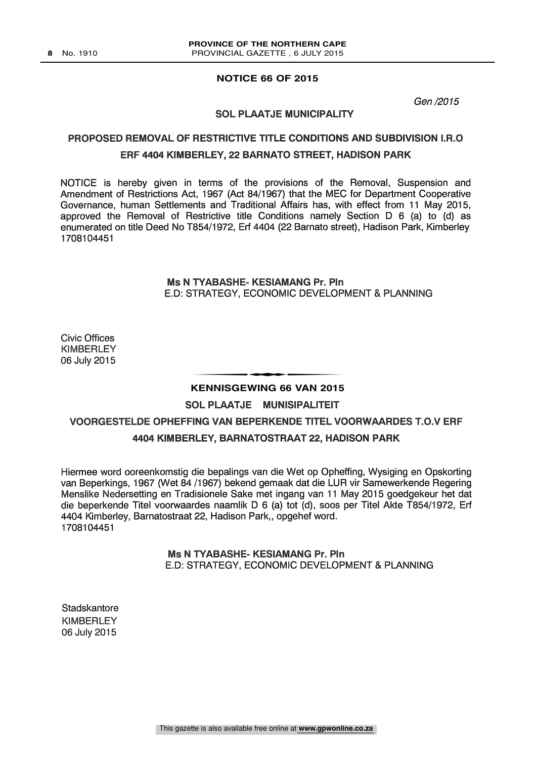## NOTICE 66 OF 2015

*Gen /2015*

### SOL PLAATJE MUNICIPALITY

### PROPOSED REMOVAL OF RESTRICTIVE TITLE CONDITIONS AND SUBDIVISION I.R.O ERF 4404 KIMBERLEY, 22 BARNATO STREET, HADISON PARK

NOTICE is hereby given in terms of the provisions of the Removal, Suspension and Amendment of Restrictions Act, 1967 (Act 84/1967) that the MEC for Department Cooperative Governance, human Settlements and Traditional Affairs has, with effect from 11 May 2015, approved the Removal of Restrictive title Conditions namely Section D 6 (a) to (d) as enumerated on title Deed No T854/1972, Erf 4404 (22 Barnato street), Hadison Park, Kimberley
1708104451

**Ms N TYABASHE- KESIAMANG Pr. Pln**
E.D: STRATEGY, ECONOMIC DEVELOPMENT & PLANNING

Civic Offices
KIMBERLEY
06 July 2015

---

## KENNISGEWING 66 VAN 2015

### SOL PLAATJE MUNISIPALITEIT

### VOORGESTELDE OPHEFFING VAN BEPERKENDE TITEL VOORWAARDES T.O.V ERF 4404 KIMBERLEY, BARNATOSTRAAT 22, HADISON PARK

Hiermee word ooreenkomstig die bepalings van die Wet op Opheffing, Wysiging en Opskorting van Beperkings, 1967 (Wet 84 /1967) bekend gemaak dat die LUR vir Samewerkende Regering Menslike Nedersetting en Tradisionele Sake met ingang van 11 May 2015 goedgekeur het dat die beperkende Titel voorwaardes naamlik D 6 (a) tot (d), soos per Titel Akte T854/1972, Erf 4404 Kimberley, Barnatostraat 22, Hadison Park,, opgehef word.
1708104451

**Ms N TYABASHE- KESIAMANG Pr. Pln**
E.D: STRATEGY, ECONOMIC DEVELOPMENT & PLANNING

Stadskantore
KIMBERLEY
06 July 2015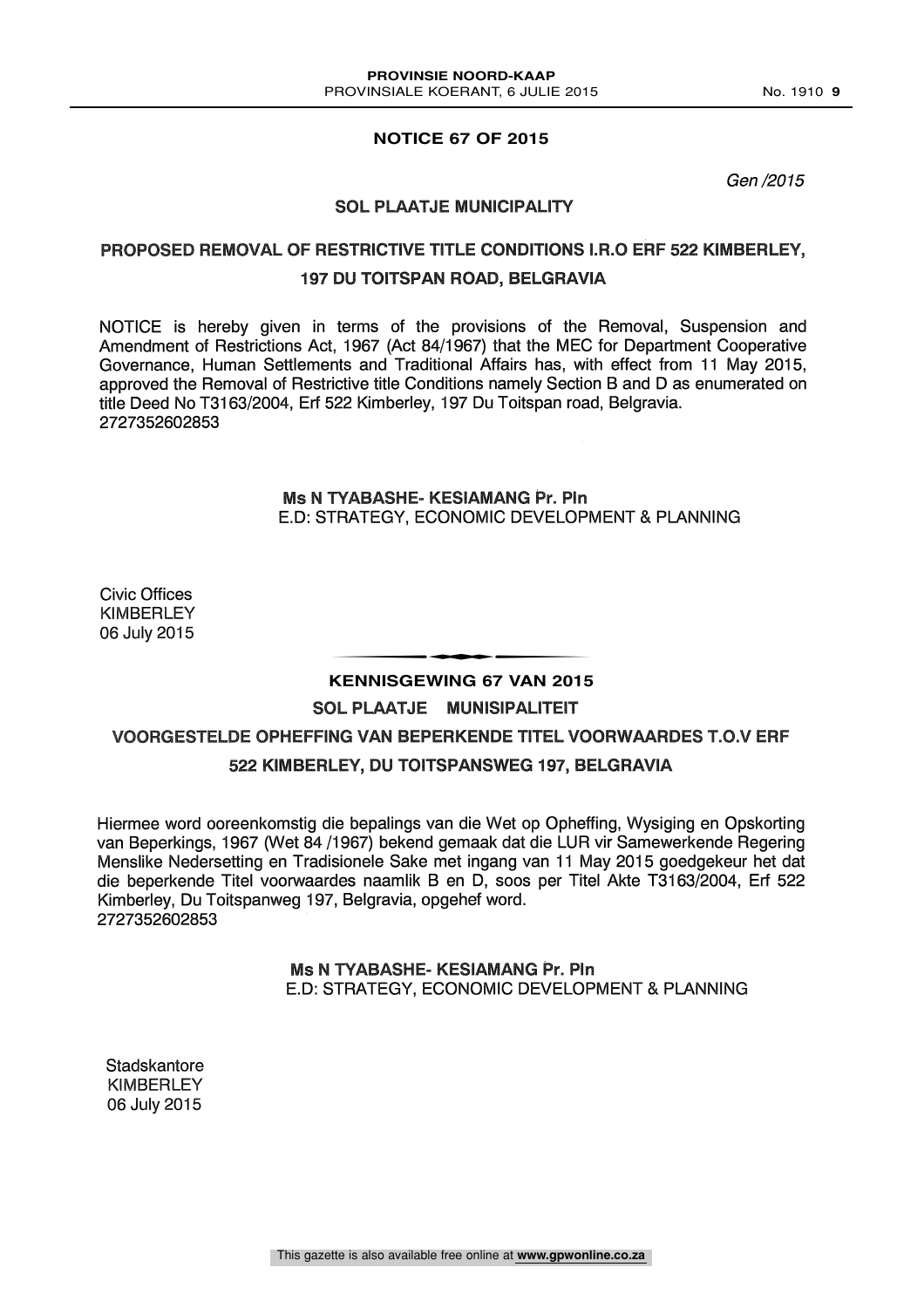## NOTICE 67 OF 2015

*Gen /2015*

### SOL PLAATJE MUNICIPALITY

### PROPOSED REMOVAL OF RESTRICTIVE TITLE CONDITIONS I.R.O ERF 522 KIMBERLEY, 197 DU TOITSPAN ROAD, BELGRAVIA

NOTICE is hereby given in terms of the provisions of the Removal, Suspension and Amendment of Restrictions Act, 1967 (Act 84/1967) that the MEC for Department Cooperative Governance, Human Settlements and Traditional Affairs has, with effect from 11 May 2015, approved the Removal of Restrictive title Conditions namely Section B and D as enumerated on title Deed No T3163/2004, Erf 522 Kimberley, 197 Du Toitspan road, Belgravia.
2727352602853

**Ms N TYABASHE- KESIAMANG Pr. Pln**
E.D: STRATEGY, ECONOMIC DEVELOPMENT & PLANNING

Civic Offices
KIMBERLEY
06 July 2015

---

## KENNISGEWING 67 VAN 2015

### SOL PLAATJE MUNISIPALITEIT

### VOORGESTELDE OPHEFFING VAN BEPERKENDE TITEL VOORWAARDES T.O.V ERF 522 KIMBERLEY, DU TOITSPANSWEG 197, BELGRAVIA

Hiermee word ooreenkomstig die bepalings van die Wet op Opheffing, Wysiging en Opskorting van Beperkings, 1967 (Wet 84 /1967) bekend gemaak dat die LUR vir Samewerkende Regering Menslike Nedersetting en Tradisionele Sake met ingang van 11 May 2015 goedgekeur het dat die beperkende Titel voorwaardes naamlik B en D, soos per Titel Akte T3163/2004, Erf 522 Kimberley, Du Toitspanweg 197, Belgravia, opgehef word.
2727352602853

**Ms N TYABASHE- KESIAMANG Pr. Pln**
E.D: STRATEGY, ECONOMIC DEVELOPMENT & PLANNING

Stadskantore
KIMBERLEY
06 July 2015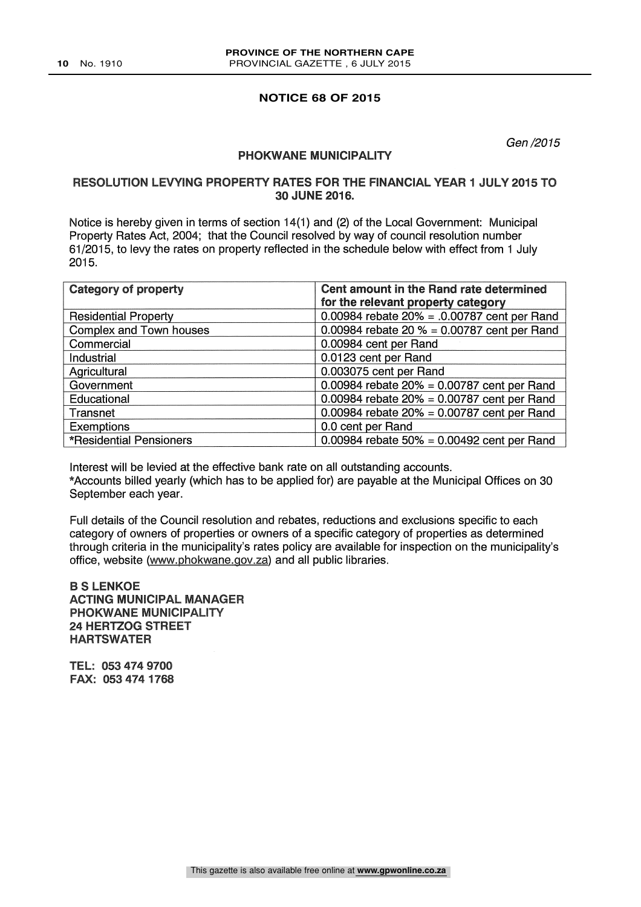**NOTICE 68 OF 2015**

*Gen /2015*

**PHOKWANE MUNICIPALITY**

**RESOLUTION LEVYING PROPERTY RATES FOR THE FINANCIAL YEAR 1 JULY 2015 TO 30 JUNE 2016.**

Notice is hereby given in terms of section 14(1) and (2) of the Local Government: Municipal Property Rates Act, 2004; that the Council resolved by way of council resolution number 61/2015, to levy the rates on property reflected in the schedule below with effect from 1 July 2015.

| Category of property | Cent amount in the Rand rate determined for the relevant property category |
|---|---|
| Residential Property | 0.00984 rebate 20% = .0.00787 cent per Rand |
| Complex and Town houses | 0.00984 rebate 20 % = 0.00787 cent per Rand |
| Commercial | 0.00984 cent per Rand |
| Industrial | 0.0123 cent per Rand |
| Agricultural | 0.003075 cent per Rand |
| Government | 0.00984 rebate 20% = 0.00787 cent per Rand |
| Educational | 0.00984 rebate 20% = 0.00787 cent per Rand |
| Transnet | 0.00984 rebate 20% = 0.00787 cent per Rand |
| Exemptions | 0.0 cent per Rand |
| *Residential Pensioners | 0.00984 rebate 50% = 0.00492 cent per Rand |

Interest will be levied at the effective bank rate on all outstanding accounts.
*Accounts billed yearly (which has to be applied for) are payable at the Municipal Offices on 30 September each year.

Full details of the Council resolution and rebates, reductions and exclusions specific to each category of owners of properties or owners of a specific category of properties as determined through criteria in the municipality's rates policy are available for inspection on the municipality's office, website (www.phokwane.gov.za) and all public libraries.

**B S LENKOE**
**ACTING MUNICIPAL MANAGER**
**PHOKWANE MUNICIPALITY**
**24 HERTZOG STREET**
**HARTSWATER**

**TEL: 053 474 9700**
**FAX: 053 474 1768**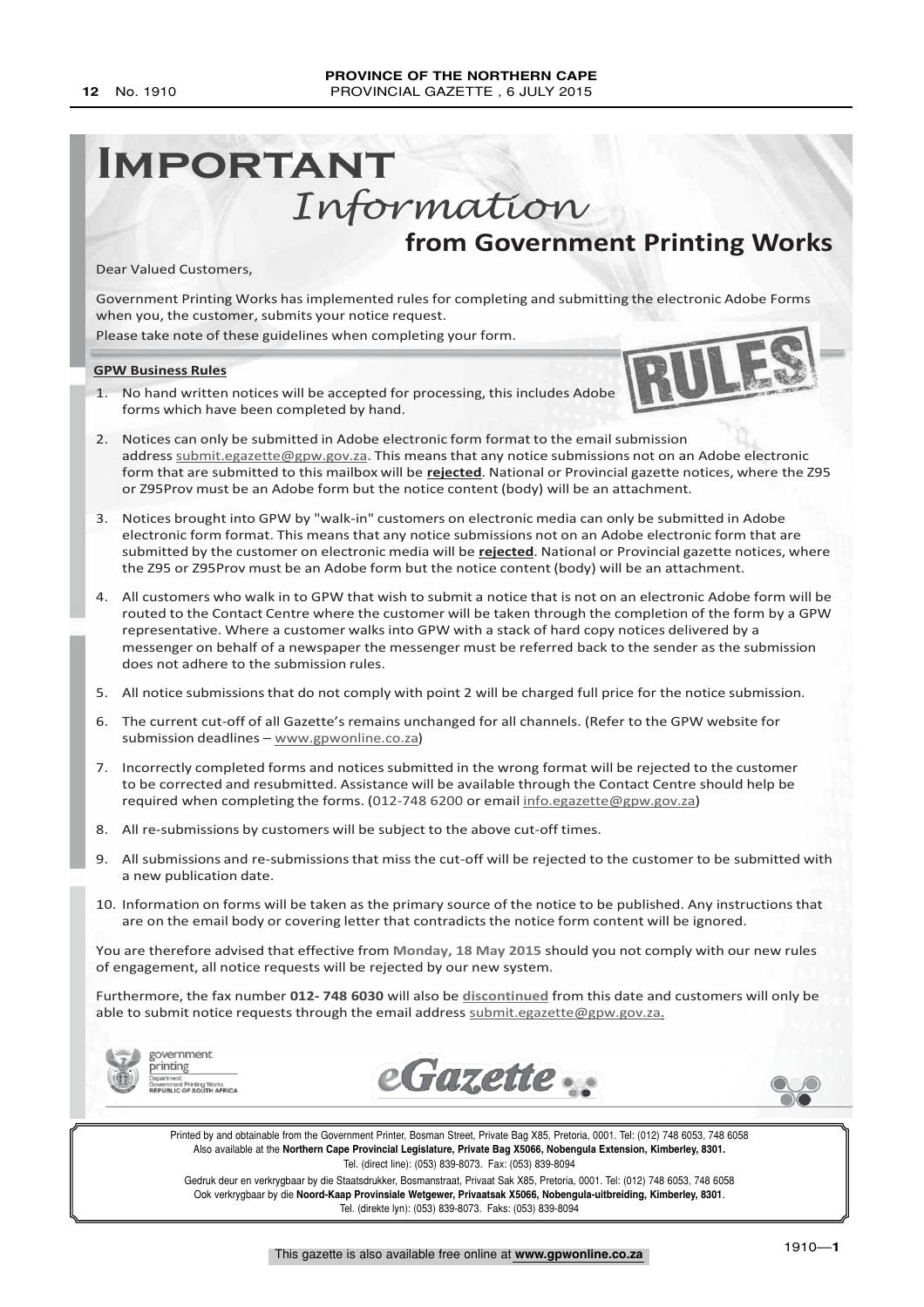# Important
## *Information*
## from Government Printing Works

Dear Valued Customers,

Government Printing Works has implemented rules for completing and submitting the electronic Adobe Forms when you, the customer, submits your notice request.

Please take note of these guidelines when completing your form.

**GPW Business Rules**

1. No hand written notices will be accepted for processing, this includes Adobe forms which have been completed by hand.
2. Notices can only be submitted in Adobe electronic form format to the email submission address submit.egazette@gpw.gov.za. This means that any notice submissions not on an Adobe electronic form that are submitted to this mailbox will be **rejected**. National or Provincial gazette notices, where the Z95 or Z95Prov must be an Adobe form but the notice content (body) will be an attachment.
3. Notices brought into GPW by "walk-in" customers on electronic media can only be submitted in Adobe electronic form format. This means that any notice submissions not on an Adobe electronic form that are submitted by the customer on electronic media will be **rejected**. National or Provincial gazette notices, where the Z95 or Z95Prov must be an Adobe form but the notice content (body) will be an attachment.
4. All customers who walk in to GPW that wish to submit a notice that is not on an electronic Adobe form will be routed to the Contact Centre where the customer will be taken through the completion of the form by a GPW representative. Where a customer walks into GPW with a stack of hard copy notices delivered by a messenger on behalf of a newspaper the messenger must be referred back to the sender as the submission does not adhere to the submission rules.
5. All notice submissions that do not comply with point 2 will be charged full price for the notice submission.
6. The current cut-off of all Gazette's remains unchanged for all channels. (Refer to the GPW website for submission deadlines – www.gpwonline.co.za)
7. Incorrectly completed forms and notices submitted in the wrong format will be rejected to the customer to be corrected and resubmitted. Assistance will be available through the Contact Centre should help be required when completing the forms. (012-748 6200 or email info.egazette@gpw.gov.za)
8. All re-submissions by customers will be subject to the above cut-off times.
9. All submissions and re-submissions that miss the cut-off will be rejected to the customer to be submitted with a new publication date.
10. Information on forms will be taken as the primary source of the notice to be published. Any instructions that are on the email body or covering letter that contradicts the notice form content will be ignored.

You are therefore advised that effective from **Monday, 18 May 2015** should you not comply with our new rules of engagement, all notice requests will be rejected by our new system.

Furthermore, the fax number **012- 748 6030** will also be **discontinued** from this date and customers will only be able to submit notice requests through the email address submit.egazette@gpw.gov.za.

Printed by and obtainable from the Government Printer, Bosman Street, Private Bag X85, Pretoria, 0001. Tel: (012) 748 6053, 748 6058
Also available at the **Northern Cape Provincial Legislature, Private Bag X5066, Nobengula Extension, Kimberley, 8301.**
Tel. (direct line): (053) 839-8073. Fax: (053) 839-8094

Gedruk deur en verkrygbaar by die Staatsdrukker, Bosmanstraat, Privaat Sak X85, Pretoria, 0001. Tel: (012) 748 6053, 748 6058
Ook verkrygbaar by die **Noord-Kaap Provinsiale Wetgewer, Privaatsak X5066, Nobengula-uitbreiding, Kimberley, 8301**.
Tel. (direkte lyn): (053) 839-8073. Faks: (053) 839-8094

This gazette is also available free online at **www.gpwonline.co.za**